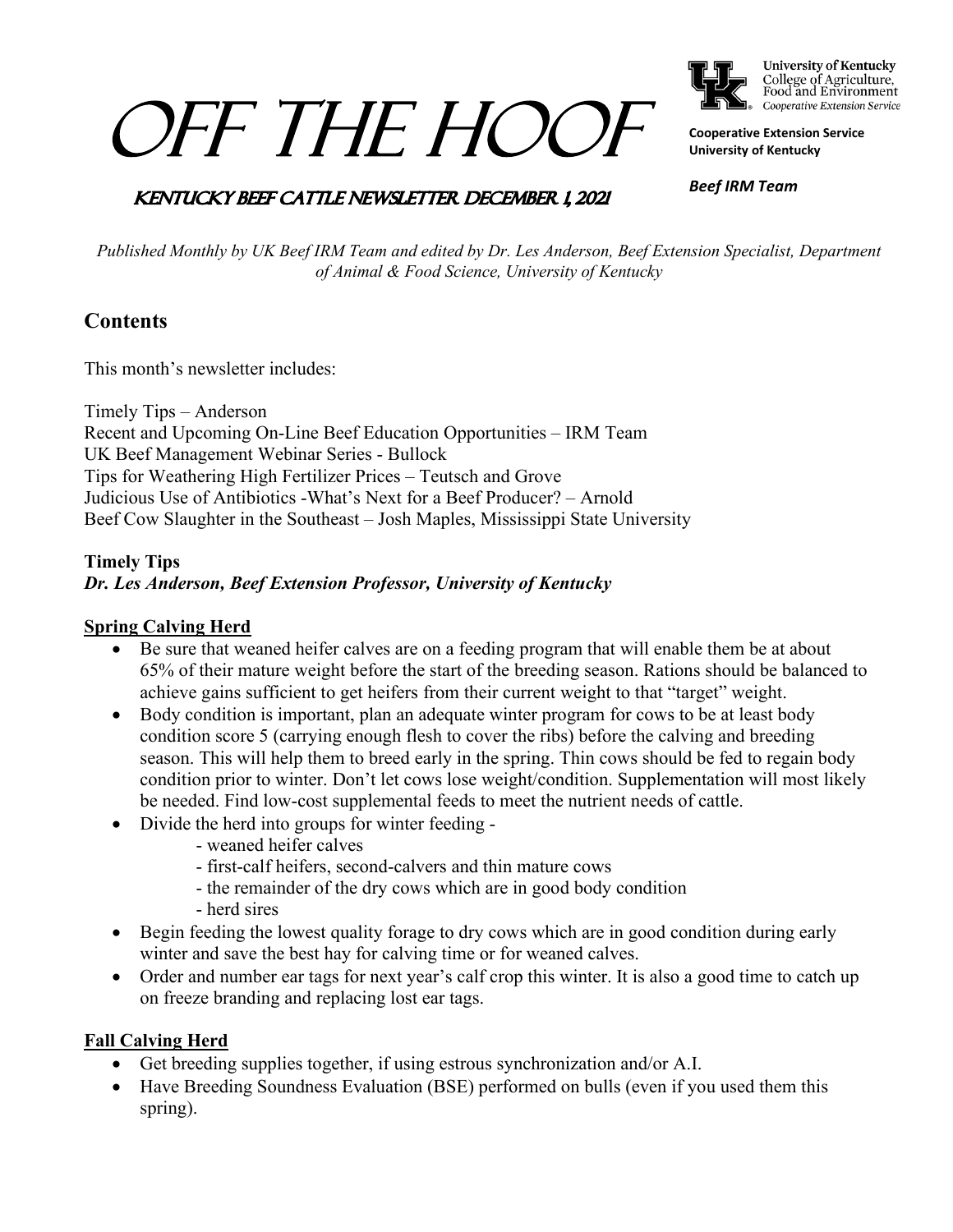# OFF THE HOOF

University of Kentucky
College of Agriculture, Food and Environment
Cooperative Extension Service

**Cooperative Extension Service**
**University of Kentucky**

***Beef IRM Team***

## KENTUCKY BEEF CATTLE NEWSLETTER DECEMBER 1, 2021

*Published Monthly by UK Beef IRM Team and edited by Dr. Les Anderson, Beef Extension Specialist, Department of Animal & Food Science, University of Kentucky*

## Contents

This month's newsletter includes:

Timely Tips – Anderson
Recent and Upcoming On-Line Beef Education Opportunities – IRM Team
UK Beef Management Webinar Series - Bullock
Tips for Weathering High Fertilizer Prices – Teutsch and Grove
Judicious Use of Antibiotics -What's Next for a Beef Producer? – Arnold
Beef Cow Slaughter in the Southeast – Josh Maples, Mississippi State University

### Timely Tips
***Dr. Les Anderson, Beef Extension Professor, University of Kentucky***

**Spring Calving Herd**

- Be sure that weaned heifer calves are on a feeding program that will enable them be at about 65% of their mature weight before the start of the breeding season. Rations should be balanced to achieve gains sufficient to get heifers from their current weight to that "target" weight.
- Body condition is important, plan an adequate winter program for cows to be at least body condition score 5 (carrying enough flesh to cover the ribs) before the calving and breeding season. This will help them to breed early in the spring. Thin cows should be fed to regain body condition prior to winter. Don't let cows lose weight/condition. Supplementation will most likely be needed. Find low-cost supplemental feeds to meet the nutrient needs of cattle.
- Divide the herd into groups for winter feeding -
  - weaned heifer calves
  - first-calf heifers, second-calvers and thin mature cows
  - the remainder of the dry cows which are in good body condition
  - herd sires
- Begin feeding the lowest quality forage to dry cows which are in good condition during early winter and save the best hay for calving time or for weaned calves.
- Order and number ear tags for next year's calf crop this winter. It is also a good time to catch up on freeze branding and replacing lost ear tags.

**Fall Calving Herd**

- Get breeding supplies together, if using estrous synchronization and/or A.I.
- Have Breeding Soundness Evaluation (BSE) performed on bulls (even if you used them this spring).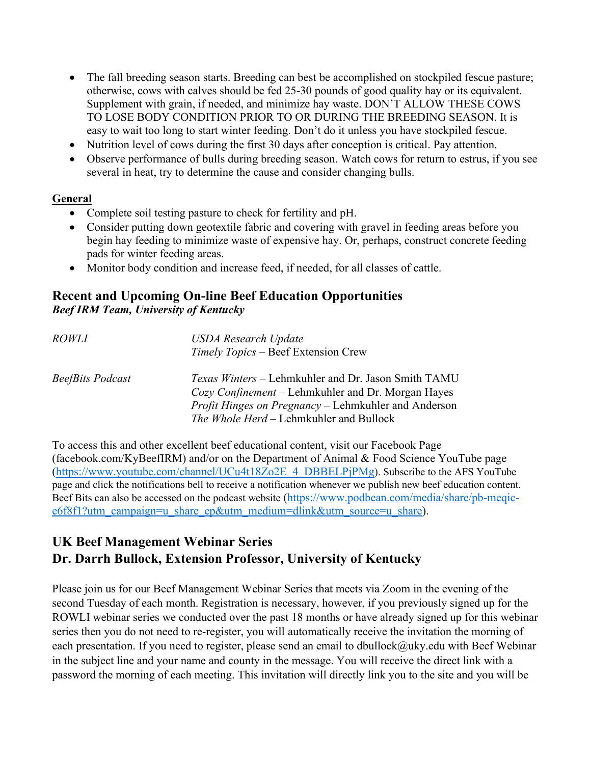- The fall breeding season starts. Breeding can best be accomplished on stockpiled fescue pasture; otherwise, cows with calves should be fed 25-30 pounds of good quality hay or its equivalent. Supplement with grain, if needed, and minimize hay waste. DON'T ALLOW THESE COWS TO LOSE BODY CONDITION PRIOR TO OR DURING THE BREEDING SEASON. It is easy to wait too long to start winter feeding. Don't do it unless you have stockpiled fescue.
- Nutrition level of cows during the first 30 days after conception is critical. Pay attention.
- Observe performance of bulls during breeding season. Watch cows for return to estrus, if you see several in heat, try to determine the cause and consider changing bulls.

**General**

- Complete soil testing pasture to check for fertility and pH.
- Consider putting down geotextile fabric and covering with gravel in feeding areas before you begin hay feeding to minimize waste of expensive hay. Or, perhaps, construct concrete feeding pads for winter feeding areas.
- Monitor body condition and increase feed, if needed, for all classes of cattle.

## Recent and Upcoming On-line Beef Education Opportunities

***Beef IRM Team, University of Kentucky***

*ROWLI*
*USDA Research Update*
*Timely Topics* – Beef Extension Crew

*BeefBits Podcast*
*Texas Winters* – Lehmkuhler and Dr. Jason Smith TAMU
*Cozy Confinement* – Lehmkuhler and Dr. Morgan Hayes
*Profit Hinges on Pregnancy* – Lehmkuhler and Anderson
*The Whole Herd* – Lehmkuhler and Bullock

To access this and other excellent beef educational content, visit our Facebook Page (facebook.com/KyBeefIRM) and/or on the Department of Animal & Food Science YouTube page (https://www.youtube.com/channel/UCu4t18Zo2E_4_DBBELPjPMg). Subscribe to the AFS YouTube page and click the notifications bell to receive a notification whenever we publish new beef education content. Beef Bits can also be accessed on the podcast website (https://www.podbean.com/media/share/pb-meqic-e6f8f1?utm_campaign=u_share_ep&utm_medium=dlink&utm_source=u_share).

## UK Beef Management Webinar Series
## Dr. Darrh Bullock, Extension Professor, University of Kentucky

Please join us for our Beef Management Webinar Series that meets via Zoom in the evening of the second Tuesday of each month. Registration is necessary, however, if you previously signed up for the ROWLI webinar series we conducted over the past 18 months or have already signed up for this webinar series then you do not need to re-register, you will automatically receive the invitation the morning of each presentation. If you need to register, please send an email to dbullock@uky.edu with Beef Webinar in the subject line and your name and county in the message. You will receive the direct link with a password the morning of each meeting. This invitation will directly link you to the site and you will be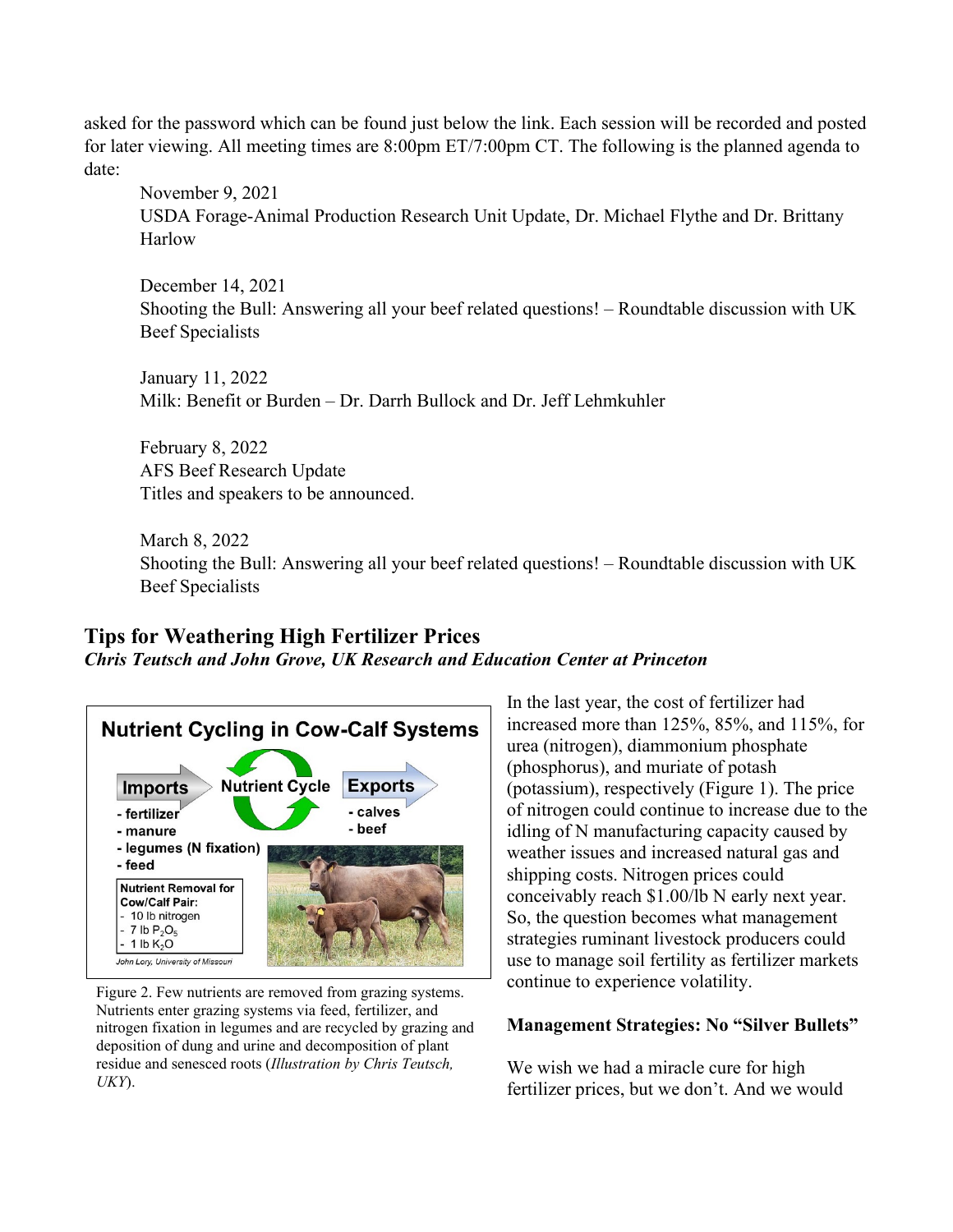asked for the password which can be found just below the link. Each session will be recorded and posted for later viewing. All meeting times are 8:00pm ET/7:00pm CT. The following is the planned agenda to date:

November 9, 2021
USDA Forage-Animal Production Research Unit Update, Dr. Michael Flythe and Dr. Brittany Harlow

December 14, 2021
Shooting the Bull: Answering all your beef related questions! – Roundtable discussion with UK Beef Specialists

January 11, 2022
Milk: Benefit or Burden – Dr. Darrh Bullock and Dr. Jeff Lehmkuhler

February 8, 2022
AFS Beef Research Update
Titles and speakers to be announced.

March 8, 2022
Shooting the Bull: Answering all your beef related questions! – Roundtable discussion with UK Beef Specialists

## Tips for Weathering High Fertilizer Prices

***Chris Teutsch and John Grove, UK Research and Education Center at Princeton***

In the last year, the cost of fertilizer had increased more than 125%, 85%, and 115%, for urea (nitrogen), diammonium phosphate (phosphorus), and muriate of potash (potassium), respectively (Figure 1). The price of nitrogen could continue to increase due to the idling of N manufacturing capacity caused by weather issues and increased natural gas and shipping costs. Nitrogen prices could conceivably reach $1.00/lb N early next year. So, the question becomes what management strategies ruminant livestock producers could use to manage soil fertility as fertilizer markets continue to experience volatility.

Figure 2. Few nutrients are removed from grazing systems. Nutrients enter grazing systems via feed, fertilizer, and nitrogen fixation in legumes and are recycled by grazing and deposition of dung and urine and decomposition of plant residue and senesced roots (*Illustration by Chris Teutsch, UKY*).

**Management Strategies: No "Silver Bullets"**

We wish we had a miracle cure for high fertilizer prices, but we don't. And we would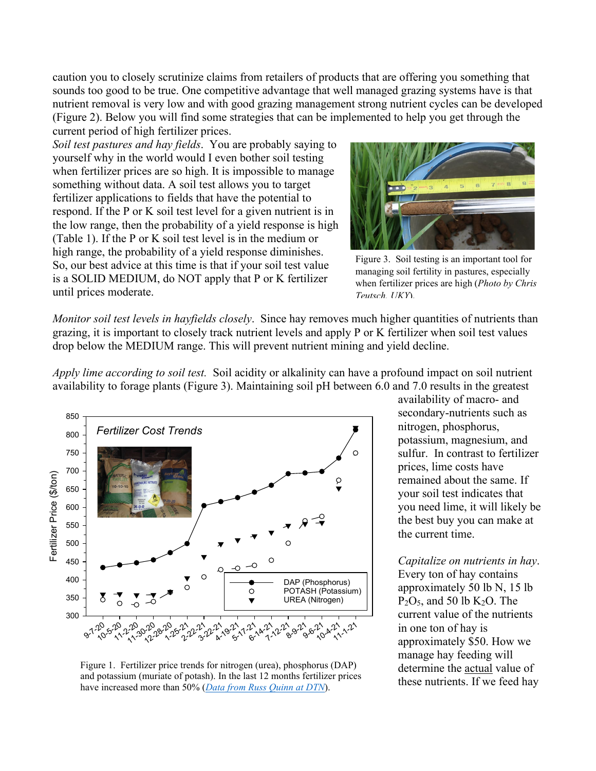caution you to closely scrutinize claims from retailers of products that are offering you something that sounds too good to be true. One competitive advantage that well managed grazing systems have is that nutrient removal is very low and with good grazing management strong nutrient cycles can be developed (Figure 2). Below you will find some strategies that can be implemented to help you get through the current period of high fertilizer prices.

*Soil test pastures and hay fields*. You are probably saying to yourself why in the world would I even bother soil testing when fertilizer prices are so high. It is impossible to manage something without data. A soil test allows you to target fertilizer applications to fields that have the potential to respond. If the P or K soil test level for a given nutrient is in the low range, then the probability of a yield response is high (Table 1). If the P or K soil test level is in the medium or high range, the probability of a yield response diminishes. So, our best advice at this time is that if your soil test value is a SOLID MEDIUM, do NOT apply that P or K fertilizer until prices moderate.

Figure 3. Soil testing is an important tool for managing soil fertility in pastures, especially when fertilizer prices are high (*Photo by Chris Teutsch, UKY*).

*Monitor soil test levels in hayfields closely*. Since hay removes much higher quantities of nutrients than grazing, it is important to closely track nutrient levels and apply P or K fertilizer when soil test values drop below the MEDIUM range. This will prevent nutrient mining and yield decline.

*Apply lime according to soil test.* Soil acidity or alkalinity can have a profound impact on soil nutrient availability to forage plants (Figure 3). Maintaining soil pH between 6.0 and 7.0 results in the greatest availability of macro- and secondary-nutrients such as nitrogen, phosphorus, potassium, magnesium, and sulfur. In contrast to fertilizer prices, lime costs have remained about the same. If your soil test indicates that you need lime, it will likely be the best buy you can make at the current time.

Figure 1. Fertilizer price trends for nitrogen (urea), phosphorus (DAP) and potassium (muriate of potash). In the last 12 months fertilizer prices have increased more than 50% (Data from Russ Quinn at DTN).

*Capitalize on nutrients in hay*. Every ton of hay contains approximately 50 lb N, 15 lb $P_2O_5$, and 50 lb $K_2O$. The current value of the nutrients in one ton of hay is approximately $50. How we manage hay feeding will determine the actual value of these nutrients. If we feed hay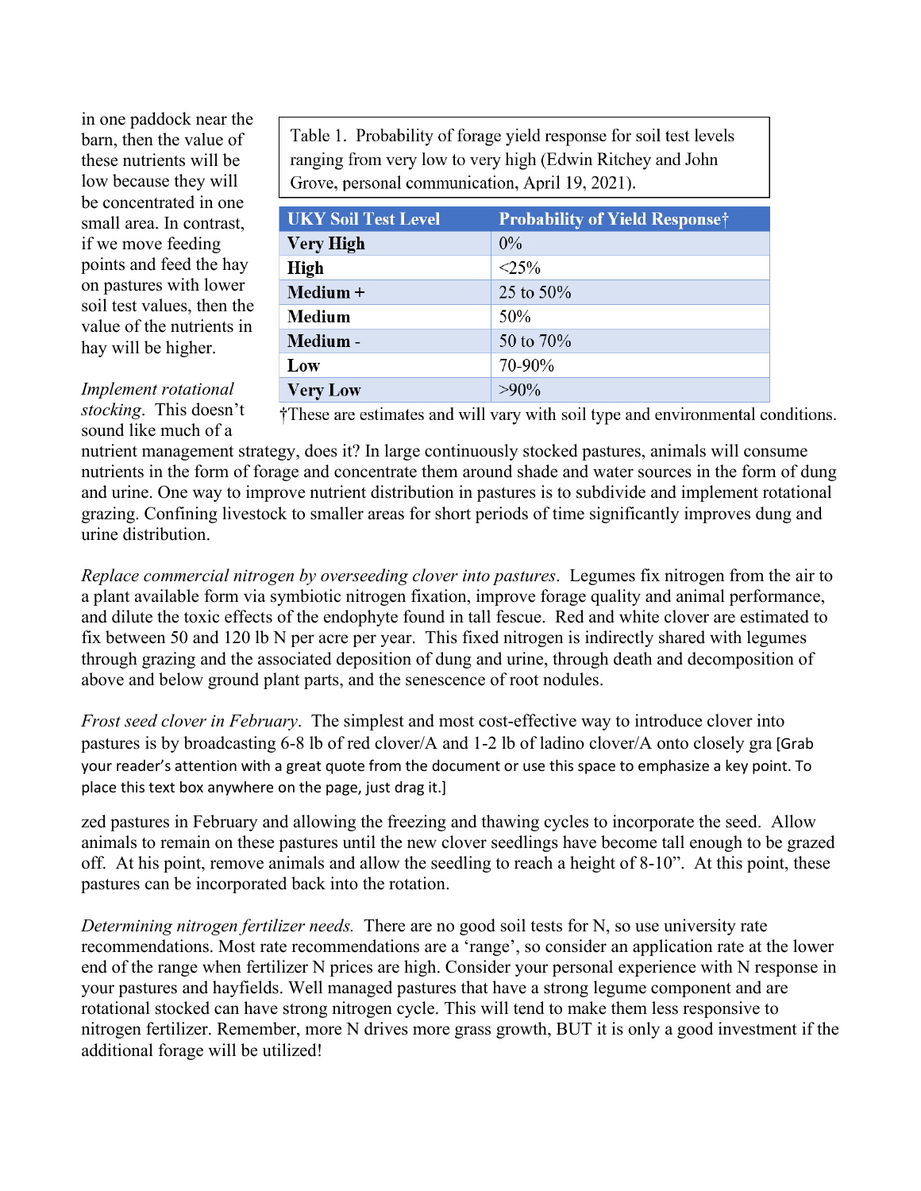in one paddock near the barn, then the value of these nutrients will be low because they will be concentrated in one small area. In contrast, if we move feeding points and feed the hay on pastures with lower soil test values, then the value of the nutrients in hay will be higher.

Table 1. Probability of forage yield response for soil test levels ranging from very low to very high (Edwin Ritchey and John Grove, personal communication, April 19, 2021).

| UKY Soil Test Level | Probability of Yield Response† |
|---|---|
| **Very High** | 0% |
| **High** | <25% |
| **Medium +** | 25 to 50% |
| **Medium** | 50% |
| **Medium -** | 50 to 70% |
| **Low** | 70-90% |
| **Very Low** | >90% |

†These are estimates and will vary with soil type and environmental conditions.

*Implement rotational stocking*. This doesn't sound like much of a nutrient management strategy, does it? In large continuously stocked pastures, animals will consume nutrients in the form of forage and concentrate them around shade and water sources in the form of dung and urine. One way to improve nutrient distribution in pastures is to subdivide and implement rotational grazing. Confining livestock to smaller areas for short periods of time significantly improves dung and urine distribution.

*Replace commercial nitrogen by overseeding clover into pastures*. Legumes fix nitrogen from the air to a plant available form via symbiotic nitrogen fixation, improve forage quality and animal performance, and dilute the toxic effects of the endophyte found in tall fescue. Red and white clover are estimated to fix between 50 and 120 lb N per acre per year. This fixed nitrogen is indirectly shared with legumes through grazing and the associated deposition of dung and urine, through death and decomposition of above and below ground plant parts, and the senescence of root nodules.

*Frost seed clover in February*. The simplest and most cost-effective way to introduce clover into pastures is by broadcasting 6-8 lb of red clover/A and 1-2 lb of ladino clover/A onto closely gra [Grab your reader's attention with a great quote from the document or use this space to emphasize a key point. To place this text box anywhere on the page, just drag it.]

zed pastures in February and allowing the freezing and thawing cycles to incorporate the seed. Allow animals to remain on these pastures until the new clover seedlings have become tall enough to be grazed off. At his point, remove animals and allow the seedling to reach a height of 8-10". At this point, these pastures can be incorporated back into the rotation.

*Determining nitrogen fertilizer needs.* There are no good soil tests for N, so use university rate recommendations. Most rate recommendations are a 'range', so consider an application rate at the lower end of the range when fertilizer N prices are high. Consider your personal experience with N response in your pastures and hayfields. Well managed pastures that have a strong legume component and are rotational stocked can have strong nitrogen cycle. This will tend to make them less responsive to nitrogen fertilizer. Remember, more N drives more grass growth, BUT it is only a good investment if the additional forage will be utilized!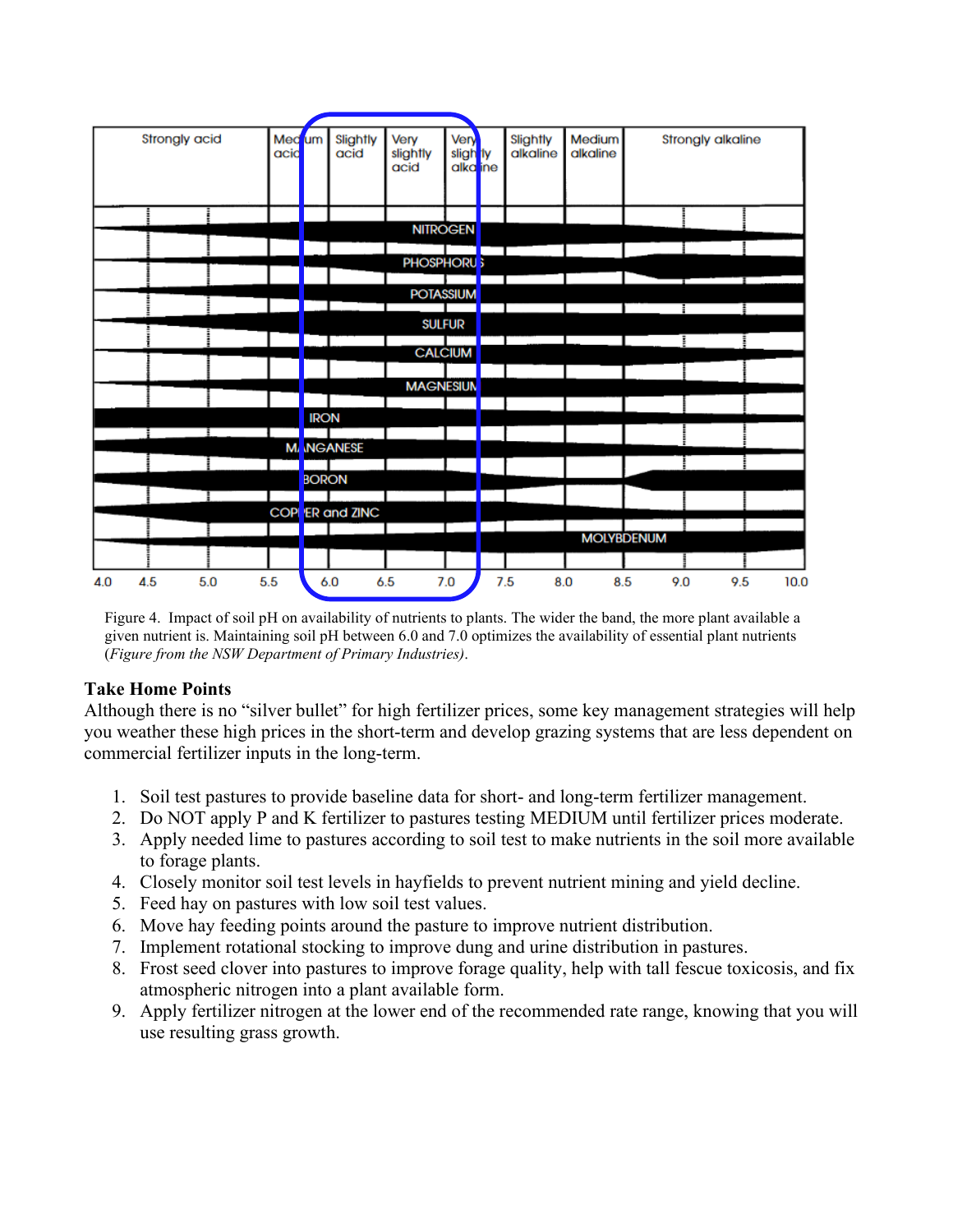Figure 4. Impact of soil pH on availability of nutrients to plants. The wider the band, the more plant available a given nutrient is. Maintaining soil pH between 6.0 and 7.0 optimizes the availability of essential plant nutrients (*Figure from the NSW Department of Primary Industries)*.

**Take Home Points**

Although there is no "silver bullet" for high fertilizer prices, some key management strategies will help you weather these high prices in the short-term and develop grazing systems that are less dependent on commercial fertilizer inputs in the long-term.

1. Soil test pastures to provide baseline data for short- and long-term fertilizer management.
2. Do NOT apply P and K fertilizer to pastures testing MEDIUM until fertilizer prices moderate.
3. Apply needed lime to pastures according to soil test to make nutrients in the soil more available to forage plants.
4. Closely monitor soil test levels in hayfields to prevent nutrient mining and yield decline.
5. Feed hay on pastures with low soil test values.
6. Move hay feeding points around the pasture to improve nutrient distribution.
7. Implement rotational stocking to improve dung and urine distribution in pastures.
8. Frost seed clover into pastures to improve forage quality, help with tall fescue toxicosis, and fix atmospheric nitrogen into a plant available form.
9. Apply fertilizer nitrogen at the lower end of the recommended rate range, knowing that you will use resulting grass growth.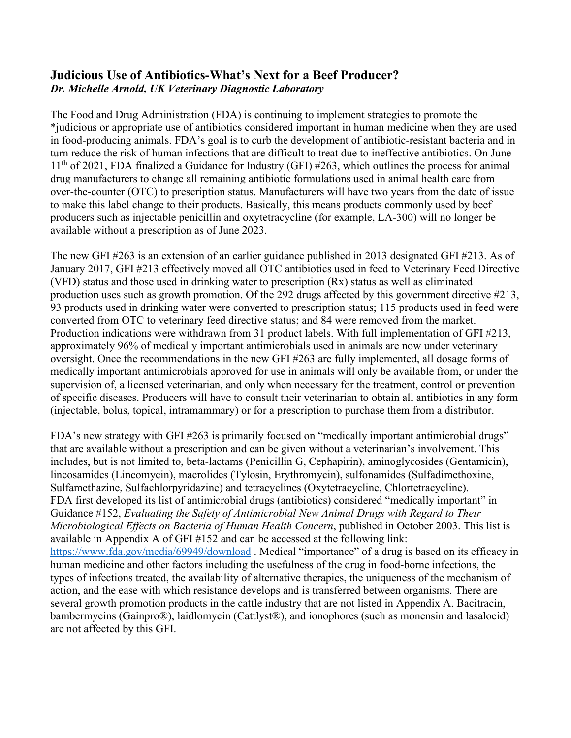## Judicious Use of Antibiotics-What's Next for a Beef Producer?
***Dr. Michelle Arnold, UK Veterinary Diagnostic Laboratory***

The Food and Drug Administration (FDA) is continuing to implement strategies to promote the *judicious or appropriate use of antibiotics considered important in human medicine when they are used in food-producing animals. FDA's goal is to curb the development of antibiotic-resistant bacteria and in turn reduce the risk of human infections that are difficult to treat due to ineffective antibiotics. On June 11th of 2021, FDA finalized a Guidance for Industry (GFI) #263, which outlines the process for animal drug manufacturers to change all remaining antibiotic formulations used in animal health care from over-the-counter (OTC) to prescription status. Manufacturers will have two years from the date of issue to make this label change to their products. Basically, this means products commonly used by beef producers such as injectable penicillin and oxytetracycline (for example, LA-300) will no longer be available without a prescription as of June 2023.

The new GFI #263 is an extension of an earlier guidance published in 2013 designated GFI #213. As of January 2017, GFI #213 effectively moved all OTC antibiotics used in feed to Veterinary Feed Directive (VFD) status and those used in drinking water to prescription (Rx) status as well as eliminated production uses such as growth promotion. Of the 292 drugs affected by this government directive #213, 93 products used in drinking water were converted to prescription status; 115 products used in feed were converted from OTC to veterinary feed directive status; and 84 were removed from the market. Production indications were withdrawn from 31 product labels. With full implementation of GFI #213, approximately 96% of medically important antimicrobials used in animals are now under veterinary oversight. Once the recommendations in the new GFI #263 are fully implemented, all dosage forms of medically important antimicrobials approved for use in animals will only be available from, or under the supervision of, a licensed veterinarian, and only when necessary for the treatment, control or prevention of specific diseases. Producers will have to consult their veterinarian to obtain all antibiotics in any form (injectable, bolus, topical, intramammary) or for a prescription to purchase them from a distributor.

FDA's new strategy with GFI #263 is primarily focused on "medically important antimicrobial drugs" that are available without a prescription and can be given without a veterinarian's involvement. This includes, but is not limited to, beta-lactams (Penicillin G, Cephapirin), aminoglycosides (Gentamicin), lincosamides (Lincomycin), macrolides (Tylosin, Erythromycin), sulfonamides (Sulfadimethoxine, Sulfamethazine, Sulfachlorpyridazine) and tetracyclines (Oxytetracycline, Chlortetracycline). FDA first developed its list of antimicrobial drugs (antibiotics) considered "medically important" in Guidance #152, *Evaluating the Safety of Antimicrobial New Animal Drugs with Regard to Their Microbiological Effects on Bacteria of Human Health Concern*, published in October 2003. This list is available in Appendix A of GFI #152 and can be accessed at the following link: [https://www.fda.gov/media/69949/download](https://www.fda.gov/media/69949/download) . Medical "importance" of a drug is based on its efficacy in human medicine and other factors including the usefulness of the drug in food-borne infections, the types of infections treated, the availability of alternative therapies, the uniqueness of the mechanism of action, and the ease with which resistance develops and is transferred between organisms. There are several growth promotion products in the cattle industry that are not listed in Appendix A. Bacitracin, bambermycins (Gainpro®), laidlomycin (Cattlyst®), and ionophores (such as monensin and lasalocid) are not affected by this GFI.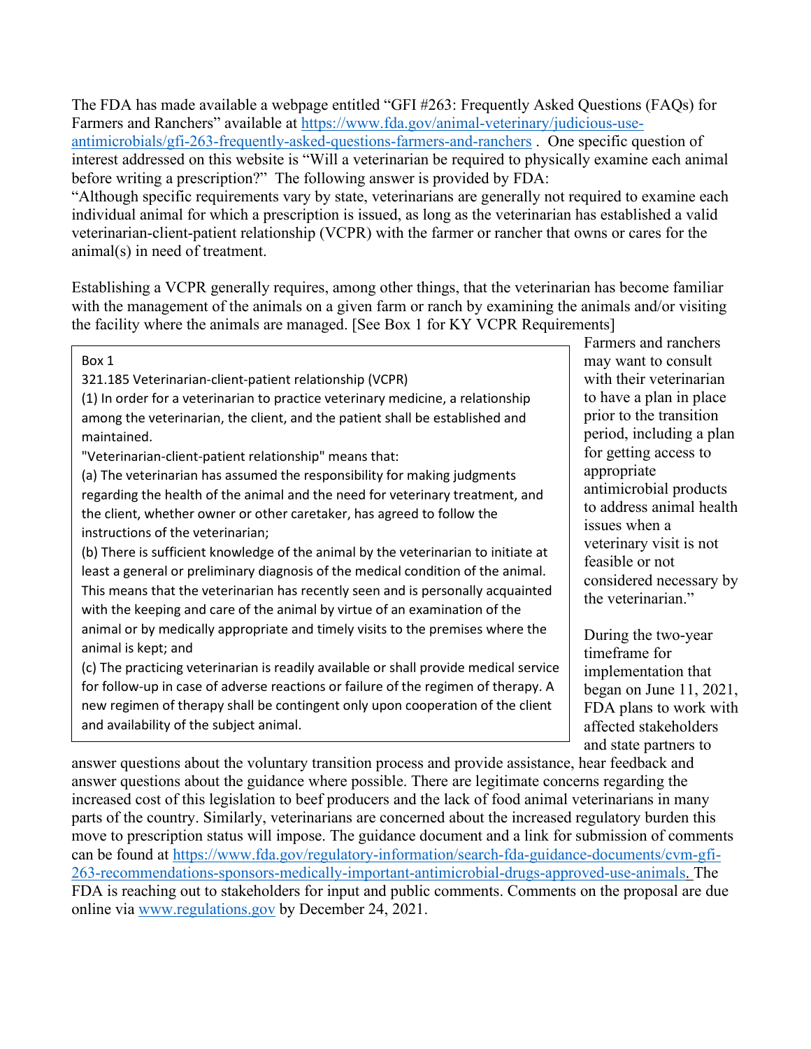The FDA has made available a webpage entitled "GFI #263: Frequently Asked Questions (FAQs) for Farmers and Ranchers" available at https://www.fda.gov/animal-veterinary/judicious-use-antimicrobials/gfi-263-frequently-asked-questions-farmers-and-ranchers . One specific question of interest addressed on this website is "Will a veterinarian be required to physically examine each animal before writing a prescription?" The following answer is provided by FDA:

"Although specific requirements vary by state, veterinarians are generally not required to examine each individual animal for which a prescription is issued, as long as the veterinarian has established a valid veterinarian-client-patient relationship (VCPR) with the farmer or rancher that owns or cares for the animal(s) in need of treatment.

Establishing a VCPR generally requires, among other things, that the veterinarian has become familiar with the management of the animals on a given farm or ranch by examining the animals and/or visiting the facility where the animals are managed. [See Box 1 for KY VCPR Requirements]

> Box 1
>
> 321.185 Veterinarian-client-patient relationship (VCPR)
>
> (1) In order for a veterinarian to practice veterinary medicine, a relationship among the veterinarian, the client, and the patient shall be established and maintained.
>
> "Veterinarian-client-patient relationship" means that:
>
> (a) The veterinarian has assumed the responsibility for making judgments regarding the health of the animal and the need for veterinary treatment, and the client, whether owner or other caretaker, has agreed to follow the instructions of the veterinarian;
>
> (b) There is sufficient knowledge of the animal by the veterinarian to initiate at least a general or preliminary diagnosis of the medical condition of the animal. This means that the veterinarian has recently seen and is personally acquainted with the keeping and care of the animal by virtue of an examination of the animal or by medically appropriate and timely visits to the premises where the animal is kept; and
>
> (c) The practicing veterinarian is readily available or shall provide medical service for follow-up in case of adverse reactions or failure of the regimen of therapy. A new regimen of therapy shall be contingent only upon cooperation of the client and availability of the subject animal.

Farmers and ranchers may want to consult with their veterinarian to have a plan in place prior to the transition period, including a plan for getting access to appropriate antimicrobial products to address animal health issues when a veterinary visit is not feasible or not considered necessary by the veterinarian."

During the two-year timeframe for implementation that began on June 11, 2021, FDA plans to work with affected stakeholders and state partners to answer questions about the voluntary transition process and provide assistance, hear feedback and answer questions about the guidance where possible. There are legitimate concerns regarding the increased cost of this legislation to beef producers and the lack of food animal veterinarians in many parts of the country. Similarly, veterinarians are concerned about the increased regulatory burden this move to prescription status will impose. The guidance document and a link for submission of comments can be found at https://www.fda.gov/regulatory-information/search-fda-guidance-documents/cvm-gfi-263-recommendations-sponsors-medically-important-antimicrobial-drugs-approved-use-animals. The FDA is reaching out to stakeholders for input and public comments. Comments on the proposal are due online via www.regulations.gov by December 24, 2021.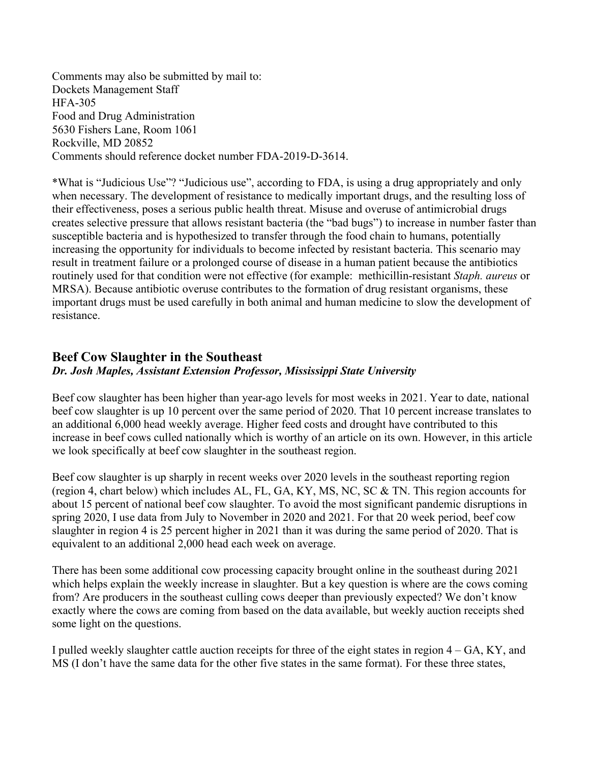Comments may also be submitted by mail to:
Dockets Management Staff
HFA-305
Food and Drug Administration
5630 Fishers Lane, Room 1061
Rockville, MD 20852
Comments should reference docket number FDA-2019-D-3614.

*What is "Judicious Use"? "Judicious use", according to FDA, is using a drug appropriately and only when necessary. The development of resistance to medically important drugs, and the resulting loss of their effectiveness, poses a serious public health threat. Misuse and overuse of antimicrobial drugs creates selective pressure that allows resistant bacteria (the "bad bugs") to increase in number faster than susceptible bacteria and is hypothesized to transfer through the food chain to humans, potentially increasing the opportunity for individuals to become infected by resistant bacteria. This scenario may result in treatment failure or a prolonged course of disease in a human patient because the antibiotics routinely used for that condition were not effective (for example: methicillin-resistant *Staph. aureus* or MRSA). Because antibiotic overuse contributes to the formation of drug resistant organisms, these important drugs must be used carefully in both animal and human medicine to slow the development of resistance.

## Beef Cow Slaughter in the Southeast

***Dr. Josh Maples, Assistant Extension Professor, Mississippi State University***

Beef cow slaughter has been higher than year-ago levels for most weeks in 2021. Year to date, national beef cow slaughter is up 10 percent over the same period of 2020. That 10 percent increase translates to an additional 6,000 head weekly average. Higher feed costs and drought have contributed to this increase in beef cows culled nationally which is worthy of an article on its own. However, in this article we look specifically at beef cow slaughter in the southeast region.

Beef cow slaughter is up sharply in recent weeks over 2020 levels in the southeast reporting region (region 4, chart below) which includes AL, FL, GA, KY, MS, NC, SC & TN. This region accounts for about 15 percent of national beef cow slaughter. To avoid the most significant pandemic disruptions in spring 2020, I use data from July to November in 2020 and 2021. For that 20 week period, beef cow slaughter in region 4 is 25 percent higher in 2021 than it was during the same period of 2020. That is equivalent to an additional 2,000 head each week on average.

There has been some additional cow processing capacity brought online in the southeast during 2021 which helps explain the weekly increase in slaughter. But a key question is where are the cows coming from? Are producers in the southeast culling cows deeper than previously expected? We don't know exactly where the cows are coming from based on the data available, but weekly auction receipts shed some light on the questions.

I pulled weekly slaughter cattle auction receipts for three of the eight states in region 4 – GA, KY, and MS (I don't have the same data for the other five states in the same format). For these three states,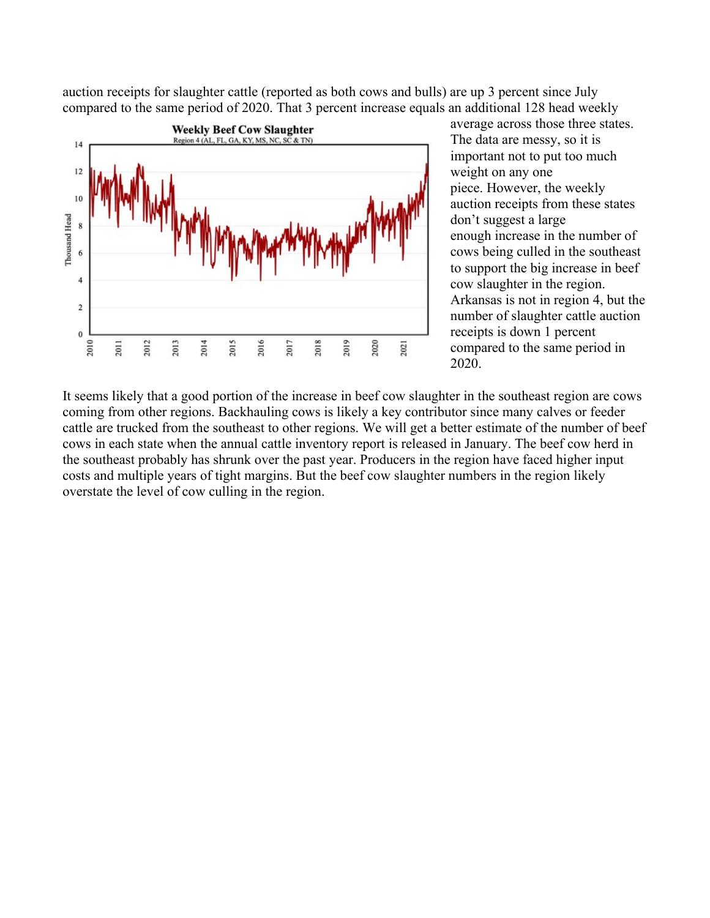auction receipts for slaughter cattle (reported as both cows and bulls) are up 3 percent since July compared to the same period of 2020. That 3 percent increase equals an additional 128 head weekly average across those three states. The data are messy, so it is important not to put too much weight on any one piece. However, the weekly auction receipts from these states don't suggest a large enough increase in the number of cows being culled in the southeast to support the big increase in beef cow slaughter in the region. Arkansas is not in region 4, but the number of slaughter cattle auction receipts is down 1 percent compared to the same period in 2020.

Weekly Beef Cow Slaughter

Region 4 (AL, FL, GA, KY, MS, NC, SC & TN)

Thousand Head

0
2
4
6
8
10
12
14

2010
2011
2012
2013
2014
2015
2016
2017
2018
2019
2020
2021

It seems likely that a good portion of the increase in beef cow slaughter in the southeast region are cows coming from other regions. Backhauling cows is likely a key contributor since many calves or feeder cattle are trucked from the southeast to other regions. We will get a better estimate of the number of beef cows in each state when the annual cattle inventory report is released in January. The beef cow herd in the southeast probably has shrunk over the past year. Producers in the region have faced higher input costs and multiple years of tight margins. But the beef cow slaughter numbers in the region likely overstate the level of cow culling in the region.